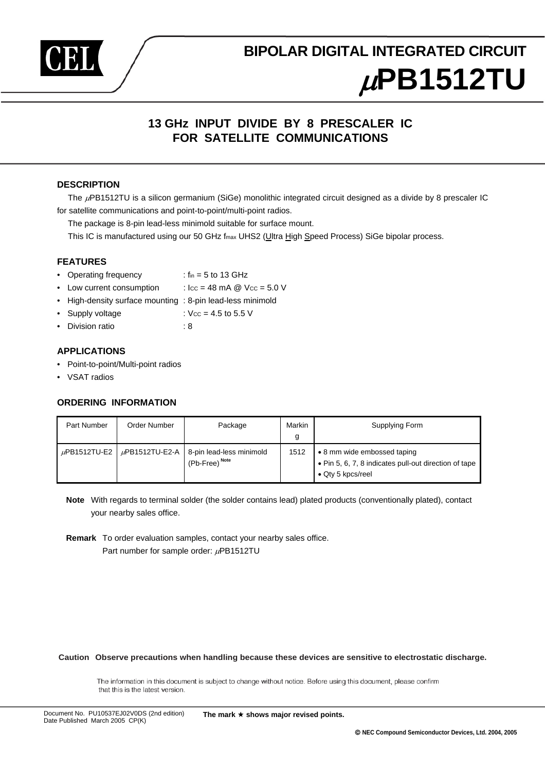# BIPOLAR DIGITAL INTEGRATED CIRCUIT

# μPB1512TU

## 13 GHz INPUT DIVIDE BY 8 PRESCALER IC FOR SATELLITE COMMUNICATIONS

### DESCRIPTION

The μPB1512TU is a silicon germanium (SiGe) monolithic integrated circuit designed as a divide by 8 prescaler IC for satellite communications and point-to-point/multi-point radios.

The package is 8-pin lead-less minimold suitable for surface mount.

This IC is manufactured using our 50 GHz $f_{max}$ UHS2 (Ultra High Speed Process) SiGe bipolar process.

### FEATURES

- Operating frequency : $f_{in}$ = 5 to 13 GHz
- Low current consumption : $I_{CC}$ = 48 mA @ $V_{CC}$ = 5.0 V
- High-density surface mounting : 8-pin lead-less minimold
- Supply voltage : $V_{CC}$ = 4.5 to 5.5 V
- Division ratio : 8

### APPLICATIONS

- Point-to-point/Multi-point radios
- VSAT radios

### ORDERING INFORMATION

| Part Number | Order Number | Package | Marking | Supplying Form |
|---|---|---|---|---|
| μPB1512TU-E2 | μPB1512TU-E2-A | 8-pin lead-less minimold (Pb-Free) Note | 1512 | • 8 mm wide embossed taping<br>• Pin 5, 6, 7, 8 indicates pull-out direction of tape<br>• Qty 5 kpcs/reel |

**Note** With regards to terminal solder (the solder contains lead) plated products (conventionally plated), contact your nearby sales office.

**Remark** To order evaluation samples, contact your nearby sales office.
Part number for sample order: μPB1512TU

**Caution Observe precautions when handling because these devices are sensitive to electrostatic discharge.**

The information in this document is subject to change without notice. Before using this document, please confirm that this is the latest version.

Document No. PU10537EJ02V0DS (2nd edition)
Date Published March 2005 CP(K)

**The mark ★ shows major revised points.**

© NEC Compound Semiconductor Devices, Ltd. 2004, 2005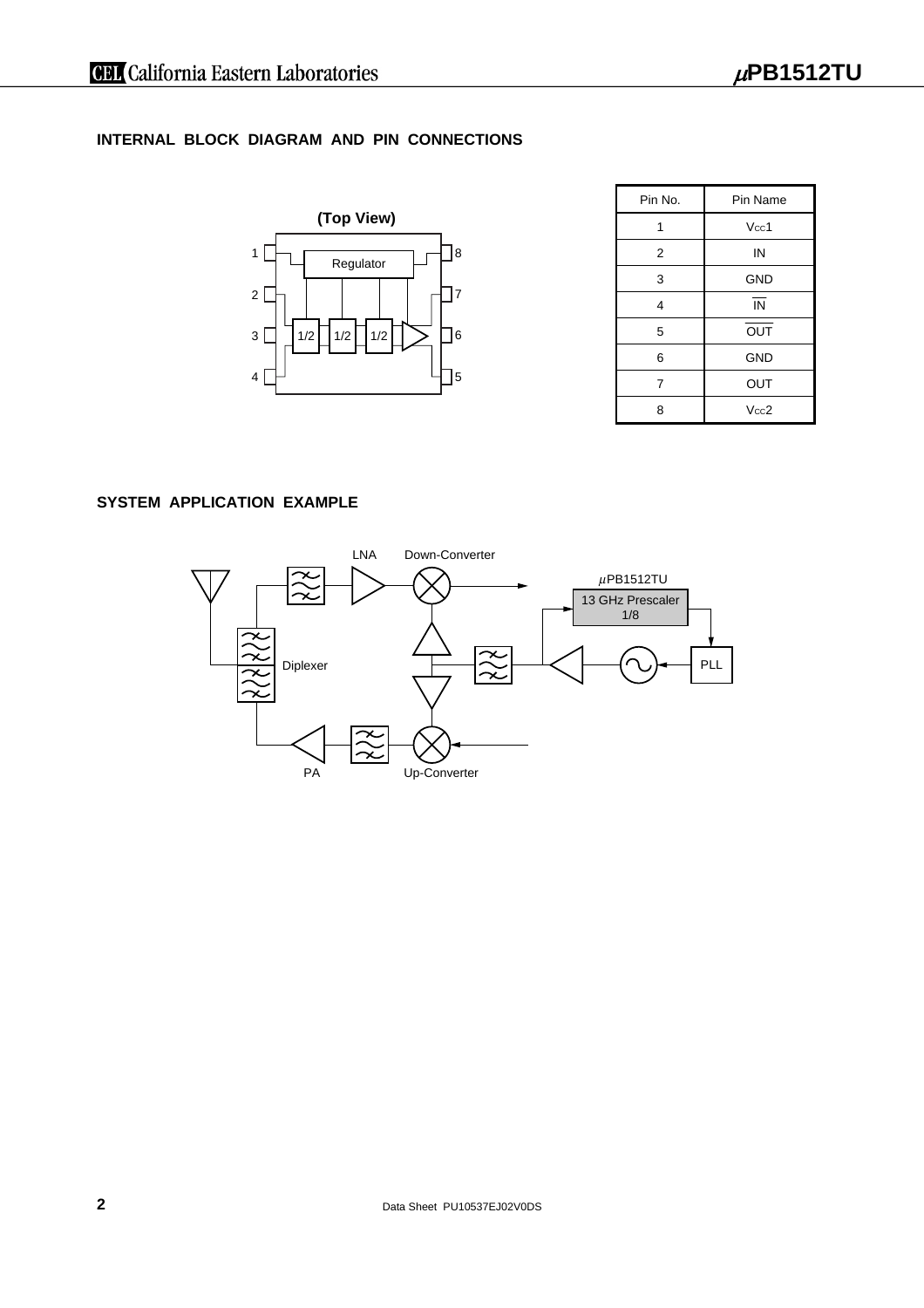## INTERNAL BLOCK DIAGRAM AND PIN CONNECTIONS

(Top View)

| Pin No. | Pin Name |
| --- | --- |
| 1 | $V_{CC}1$ |
| 2 | IN |
| 3 | GND |
| 4 | $\overline{\text{IN}}$ |
| 5 | $\overline{\text{OUT}}$ |
| 6 | GND |
| 7 | OUT |
| 8 | $V_{CC}2$ |

## SYSTEM APPLICATION EXAMPLE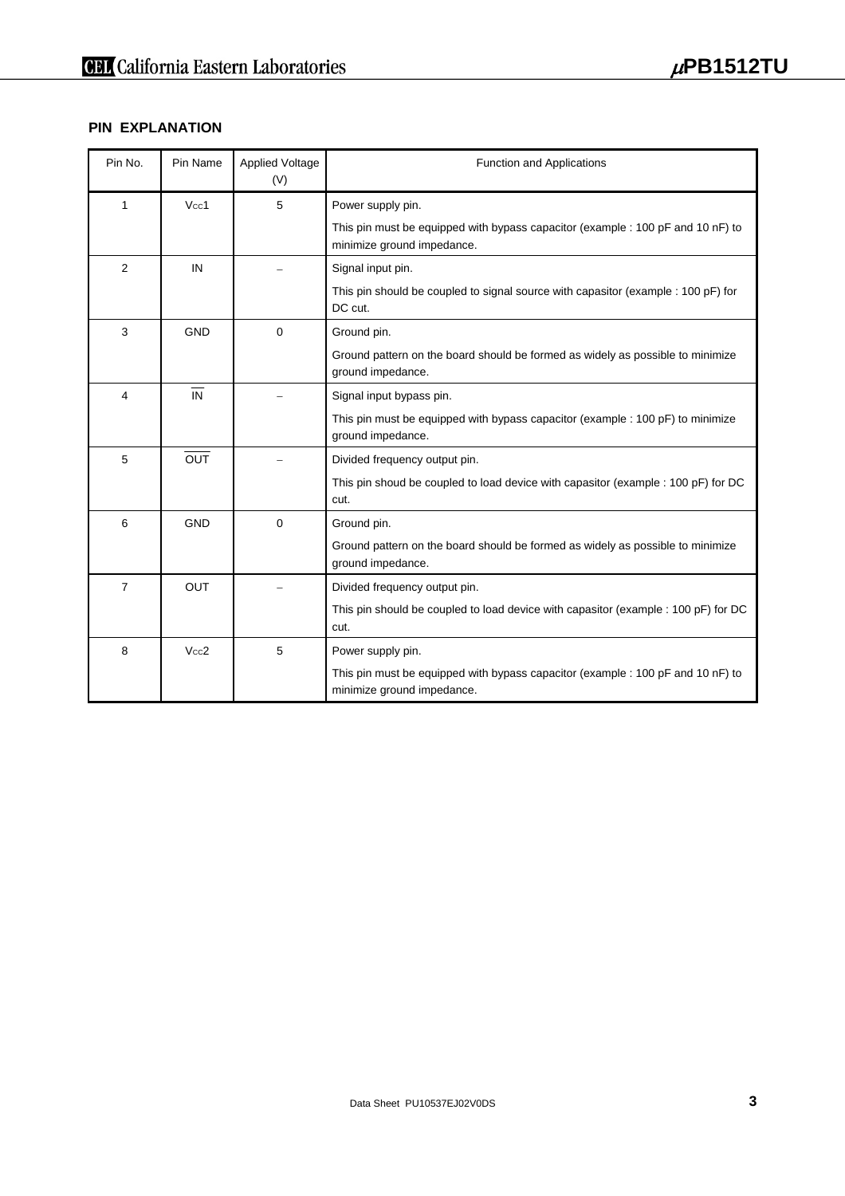## PIN EXPLANATION

| Pin No. | Pin Name | Applied Voltage (V) | Function and Applications |
|---|---|---|---|
| 1 | $V_{CC}1$ | 5 | Power supply pin.<br>This pin must be equipped with bypass capacitor (example : 100 pF and 10 nF) to minimize ground impedance. |
| 2 | IN | – | Signal input pin.<br>This pin should be coupled to signal source with capasitor (example : 100 pF) for DC cut. |
| 3 | GND | 0 | Ground pin.<br>Ground pattern on the board should be formed as widely as possible to minimize ground impedance. |
| 4 | $\overline{\text{IN}}$ | – | Signal input bypass pin.<br>This pin must be equipped with bypass capacitor (example : 100 pF) to minimize ground impedance. |
| 5 | $\overline{\text{OUT}}$ | – | Divided frequency output pin.<br>This pin shoud be coupled to load device with capasitor (example : 100 pF) for DC cut. |
| 6 | GND | 0 | Ground pin.<br>Ground pattern on the board should be formed as widely as possible to minimize ground impedance. |
| 7 | OUT | – | Divided frequency output pin.<br>This pin should be coupled to load device with capasitor (example : 100 pF) for DC cut. |
| 8 | $V_{CC}2$ | 5 | Power supply pin.<br>This pin must be equipped with bypass capacitor (example : 100 pF and 10 nF) to minimize ground impedance. |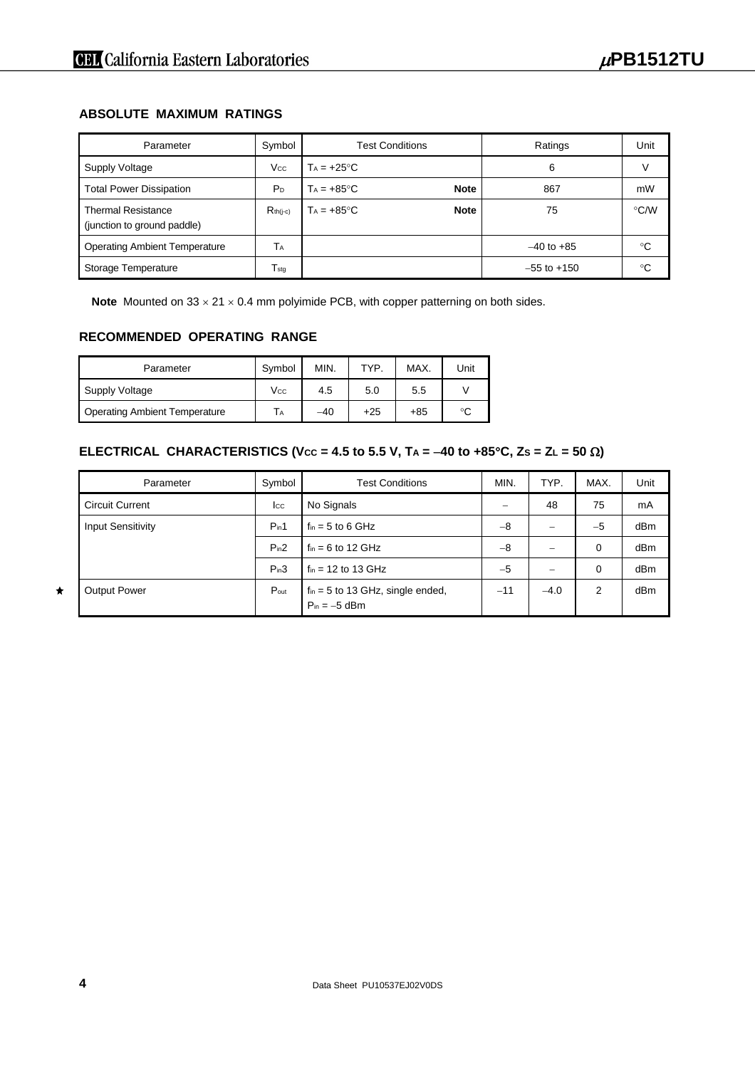## ABSOLUTE MAXIMUM RATINGS

| Parameter | Symbol | Test Conditions | Ratings | Unit |
|---|---|---|---|---|
| Supply Voltage | $V_{CC}$ | $T_A = +25°C$ | 6 | V |
| Total Power Dissipation | $P_D$ | $T_A = +85°C$ **Note** | 867 | mW |
| Thermal Resistance (junction to ground paddle) | $R_{th(j-c)}$ | $T_A = +85°C$ **Note** | 75 | °C/W |
| Operating Ambient Temperature | $T_A$ | | −40 to +85 | °C |
| Storage Temperature | $T_{stg}$ | | −55 to +150 | °C |

**Note** Mounted on 33 × 21 × 0.4 mm polyimide PCB, with copper patterning on both sides.

## RECOMMENDED OPERATING RANGE

| Parameter | Symbol | MIN. | TYP. | MAX. | Unit |
|---|---|---|---|---|---|
| Supply Voltage | $V_{CC}$ | 4.5 | 5.0 | 5.5 | V |
| Operating Ambient Temperature | $T_A$ | −40 | +25 | +85 | °C |

## ELECTRICAL CHARACTERISTICS ($V_{CC}$ = 4.5 to 5.5 V, $T_A$ = −40 to +85°C, $Z_S = Z_L$ = 50 Ω)

| Parameter | Symbol | Test Conditions | MIN. | TYP. | MAX. | Unit |
|---|---|---|---|---|---|---|
| Circuit Current | $I_{CC}$ | No Signals | − | 48 | 75 | mA |
| Input Sensitivity | $P_{in}1$ | $f_{in}$ = 5 to 6 GHz | −8 | − | −5 | dBm |
| | $P_{in}2$ | $f_{in}$ = 6 to 12 GHz | −8 | − | 0 | dBm |
| | $P_{in}3$ | $f_{in}$ = 12 to 13 GHz | −5 | − | 0 | dBm |
| ★ Output Power | $P_{out}$ | $f_{in}$ = 5 to 13 GHz, single ended, $P_{in}$ = −5 dBm | −11 | −4.0 | 2 | dBm |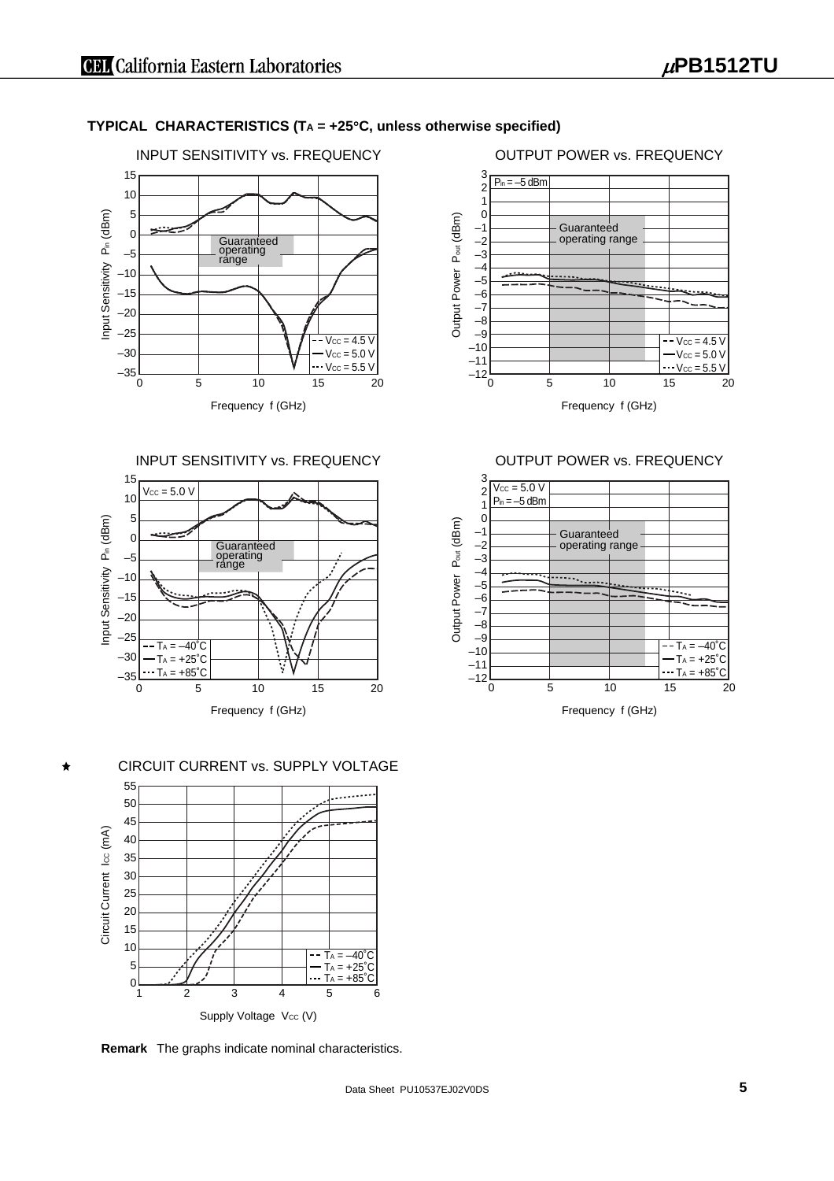## TYPICAL CHARACTERISTICS ($T_A$ = +25°C, unless otherwise specified)

INPUT SENSITIVITY vs. FREQUENCY

Input Sensitivity $P_{in}$ (dBm) vs. Frequency f (GHz)

Guaranteed operating range

- - $V_{CC}$ = 4.5 V
— $V_{CC}$ = 5.0 V
··· $V_{CC}$ = 5.5 V

OUTPUT POWER vs. FREQUENCY

Output Power $P_{out}$ (dBm) vs. Frequency f (GHz)

$P_{in}$ = –5 dBm

Guaranteed operating range

- - $V_{CC}$ = 4.5 V
— $V_{CC}$ = 5.0 V
··· $V_{CC}$ = 5.5 V

INPUT SENSITIVITY vs. FREQUENCY

Input Sensitivity $P_{in}$ (dBm) vs. Frequency f (GHz)

$V_{CC}$ = 5.0 V

Guaranteed operating range

- - $T_A$ = –40°C
— $T_A$ = +25°C
··· $T_A$ = +85°C

OUTPUT POWER vs. FREQUENCY

Output Power $P_{out}$ (dBm) vs. Frequency f (GHz)

$V_{CC}$ = 5.0 V
$P_{in}$ = –5 dBm

Guaranteed operating range

- - $T_A$ = –40°C
— $T_A$ = +25°C
··· $T_A$ = +85°C

★ CIRCUIT CURRENT vs. SUPPLY VOLTAGE

Circuit Current $I_{CC}$ (mA) vs. Supply Voltage $V_{CC}$ (V)

- - $T_A$ = –40°C
— $T_A$ = +25°C
··· $T_A$ = +85°C

**Remark** The graphs indicate nominal characteristics.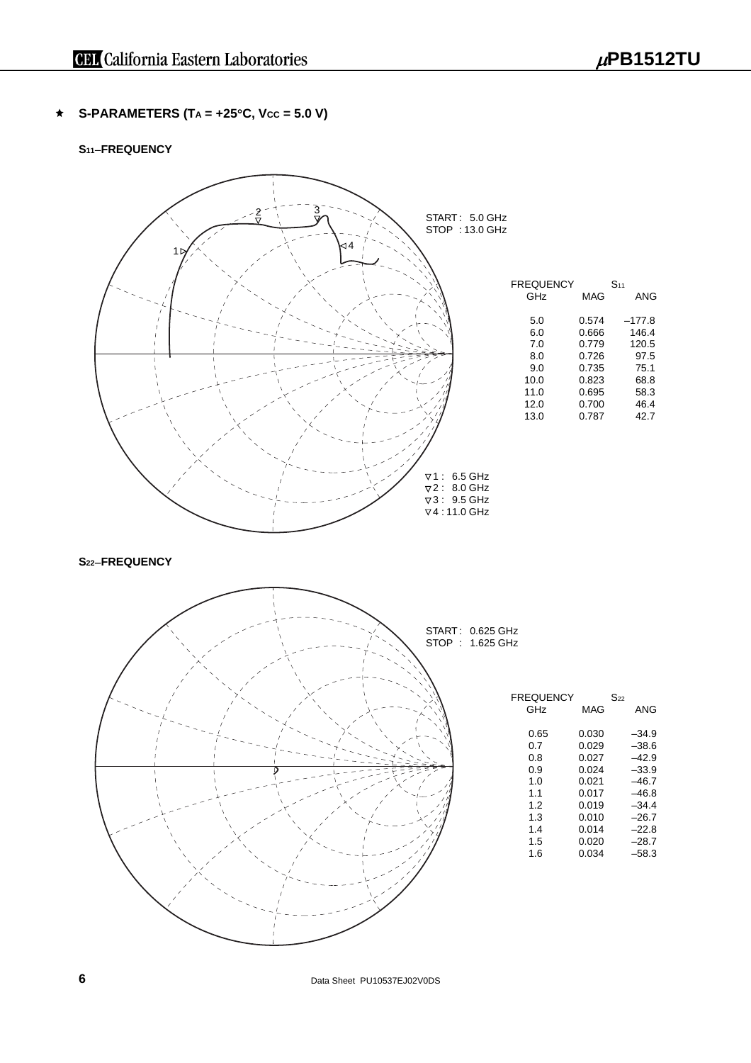★ **S-PARAMETERS ($T_A$ = +25°C, $V_{CC}$ = 5.0 V)**

**$S_{11}$–FREQUENCY**

START : 5.0 GHz
STOP : 13.0 GHz

| FREQUENCY | $S_{11}$ | |
|---|---|---|
| GHz | MAG | ANG |
| 5.0 | 0.574 | –177.8 |
| 6.0 | 0.666 | 146.4 |
| 7.0 | 0.779 | 120.5 |
| 8.0 | 0.726 | 97.5 |
| 9.0 | 0.735 | 75.1 |
| 10.0 | 0.823 | 68.8 |
| 11.0 | 0.695 | 58.3 |
| 12.0 | 0.700 | 46.4 |
| 13.0 | 0.787 | 42.7 |

∇1 : 6.5 GHz
∇2 : 8.0 GHz
∇3 : 9.5 GHz
∇4 : 11.0 GHz

**$S_{22}$–FREQUENCY**

START : 0.625 GHz
STOP : 1.625 GHz

| FREQUENCY | $S_{22}$ | |
|---|---|---|
| GHz | MAG | ANG |
| 0.65 | 0.030 | –34.9 |
| 0.7 | 0.029 | –38.6 |
| 0.8 | 0.027 | –42.9 |
| 0.9 | 0.024 | –33.9 |
| 1.0 | 0.021 | –46.7 |
| 1.1 | 0.017 | –46.8 |
| 1.2 | 0.019 | –34.4 |
| 1.3 | 0.010 | –26.7 |
| 1.4 | 0.014 | –22.8 |
| 1.5 | 0.020 | –28.7 |
| 1.6 | 0.034 | –58.3 |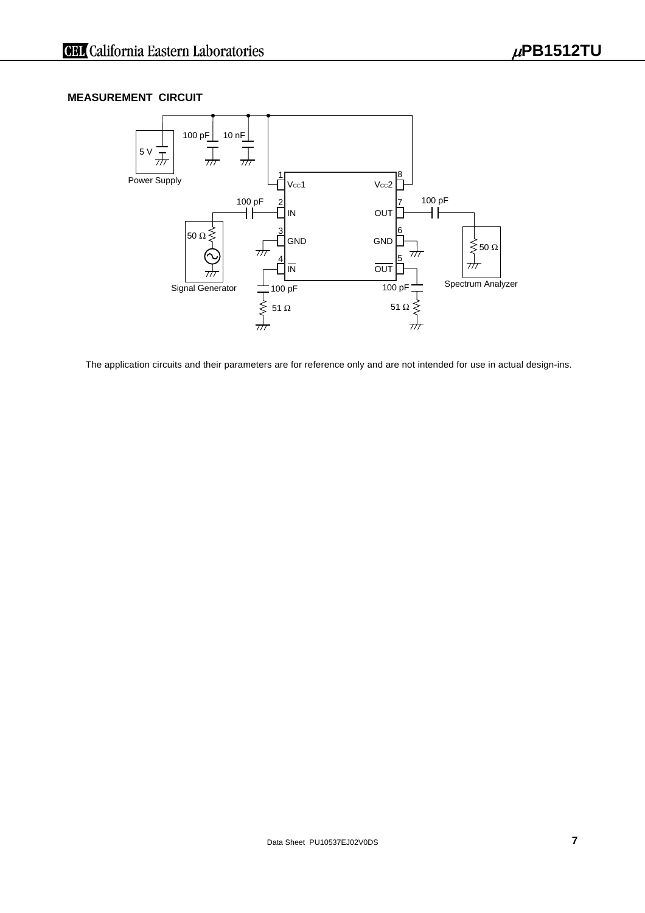## MEASUREMENT CIRCUIT

The application circuits and their parameters are for reference only and are not intended for use in actual design-ins.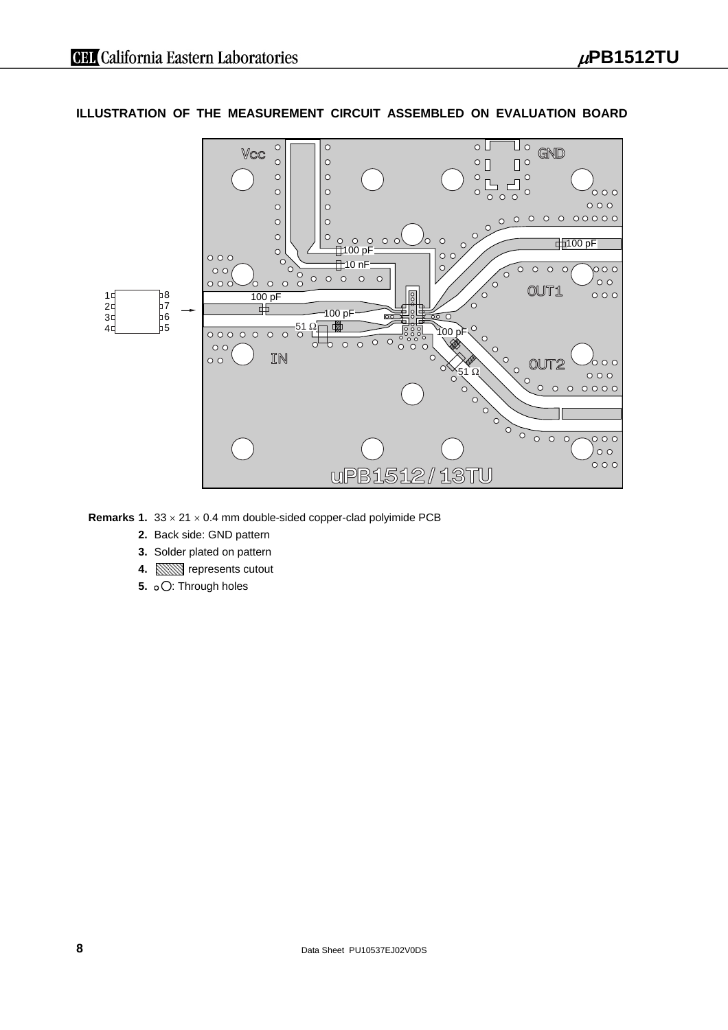## ILLUSTRATION OF THE MEASUREMENT CIRCUIT ASSEMBLED ON EVALUATION BOARD

**Remarks 1.** 33 × 21 × 0.4 mm double-sided copper-clad polyimide PCB

**2.** Back side: GND pattern

**3.** Solder plated on pattern

**4.** ▨ represents cutout

**5.** ○ ◯: Through holes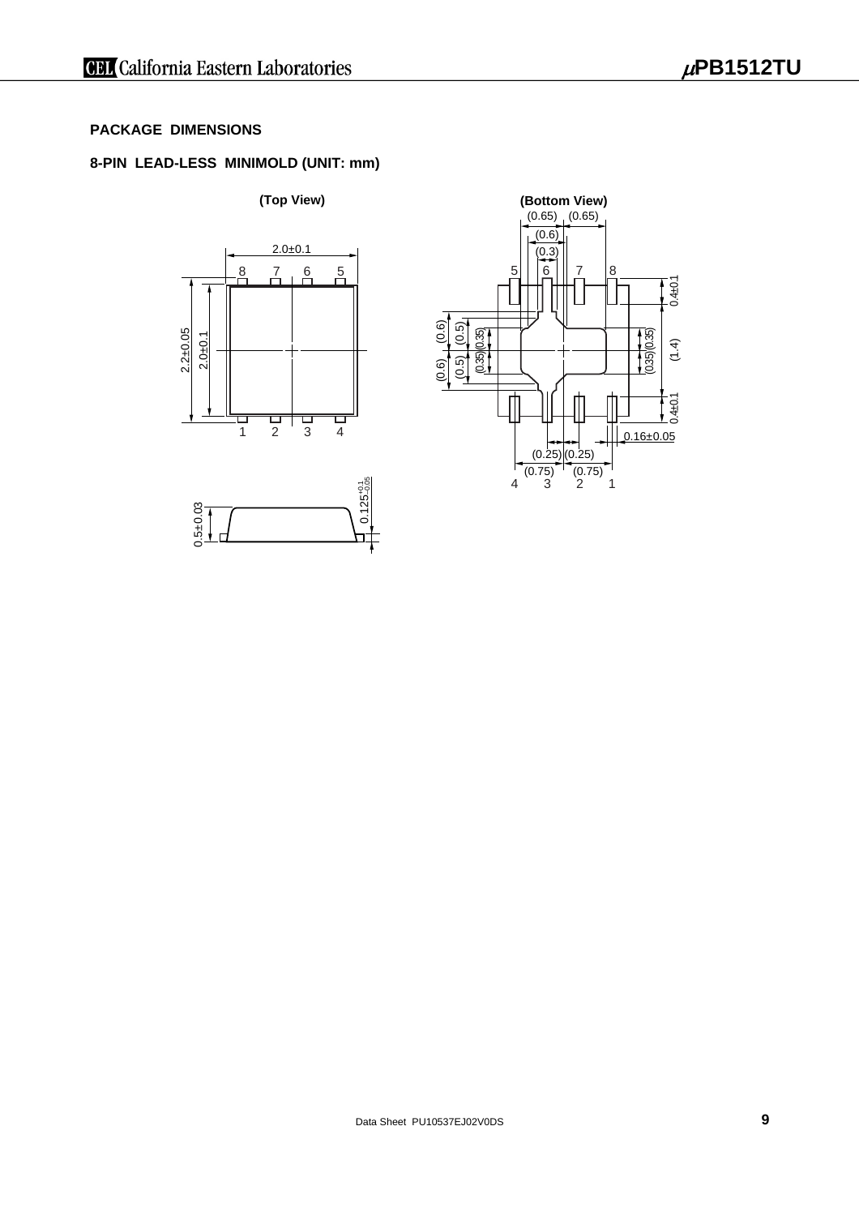## PACKAGE DIMENSIONS

### 8-PIN LEAD-LESS MINIMOLD (UNIT: mm)

(Top View)

(Bottom View)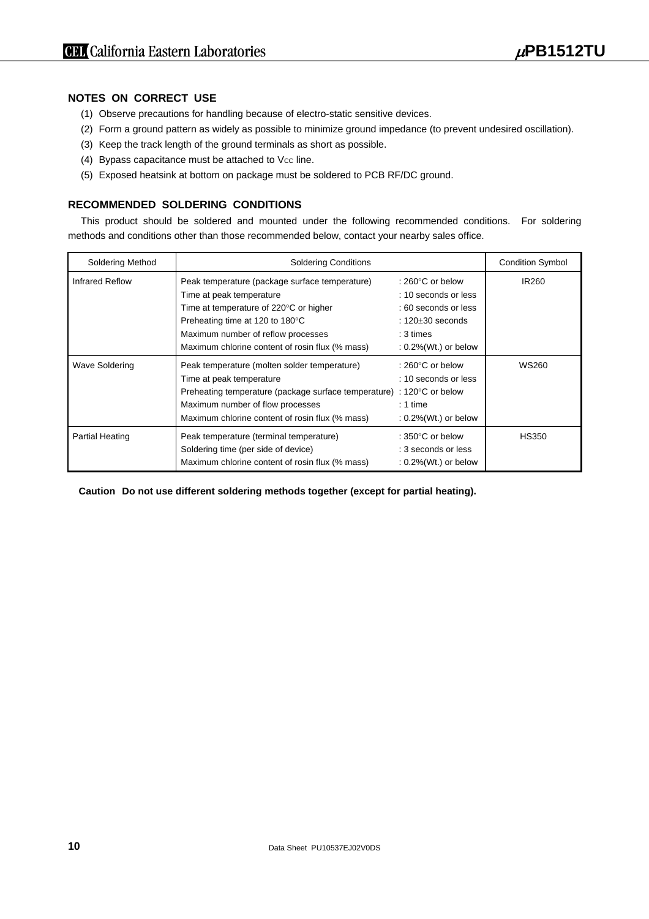## NOTES ON CORRECT USE

(1) Observe precautions for handling because of electro-static sensitive devices.

(2) Form a ground pattern as widely as possible to minimize ground impedance (to prevent undesired oscillation).

(3) Keep the track length of the ground terminals as short as possible.

(4) Bypass capacitance must be attached to $V_{CC}$ line.

(5) Exposed heatsink at bottom on package must be soldered to PCB RF/DC ground.

## RECOMMENDED SOLDERING CONDITIONS

This product should be soldered and mounted under the following recommended conditions. For soldering methods and conditions other than those recommended below, contact your nearby sales office.

| Soldering Method | Soldering Conditions | | Condition Symbol |
|---|---|---|---|
| Infrared Reflow | Peak temperature (package surface temperature)<br>Time at peak temperature<br>Time at temperature of 220°C or higher<br>Preheating time at 120 to 180°C<br>Maximum number of reflow processes<br>Maximum chlorine content of rosin flux (% mass) | : 260°C or below<br>: 10 seconds or less<br>: 60 seconds or less<br>: 120±30 seconds<br>: 3 times<br>: 0.2%(Wt.) or below | IR260 |
| Wave Soldering | Peak temperature (molten solder temperature)<br>Time at peak temperature<br>Preheating temperature (package surface temperature)<br>Maximum number of flow processes<br>Maximum chlorine content of rosin flux (% mass) | : 260°C or below<br>: 10 seconds or less<br>: 120°C or below<br>: 1 time<br>: 0.2%(Wt.) or below | WS260 |
| Partial Heating | Peak temperature (terminal temperature)<br>Soldering time (per side of device)<br>Maximum chlorine content of rosin flux (% mass) | : 350°C or below<br>: 3 seconds or less<br>: 0.2%(Wt.) or below | HS350 |

**Caution Do not use different soldering methods together (except for partial heating).**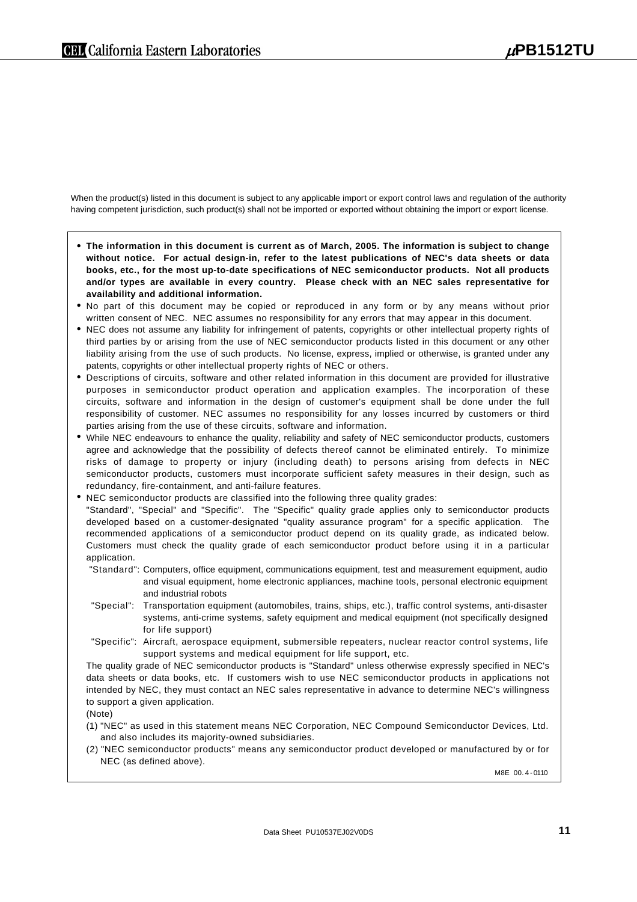When the product(s) listed in this document is subject to any applicable import or export control laws and regulation of the authority having competent jurisdiction, such product(s) shall not be imported or exported without obtaining the import or export license.

- **The information in this document is current as of March, 2005. The information is subject to change without notice. For actual design-in, refer to the latest publications of NEC's data sheets or data books, etc., for the most up-to-date specifications of NEC semiconductor products. Not all products and/or types are available in every country. Please check with an NEC sales representative for availability and additional information.**
- No part of this document may be copied or reproduced in any form or by any means without prior written consent of NEC. NEC assumes no responsibility for any errors that may appear in this document.
- NEC does not assume any liability for infringement of patents, copyrights or other intellectual property rights of third parties by or arising from the use of NEC semiconductor products listed in this document or any other liability arising from the use of such products. No license, express, implied or otherwise, is granted under any patents, copyrights or other intellectual property rights of NEC or others.
- Descriptions of circuits, software and other related information in this document are provided for illustrative purposes in semiconductor product operation and application examples. The incorporation of these circuits, software and information in the design of customer's equipment shall be done under the full responsibility of customer. NEC assumes no responsibility for any losses incurred by customers or third parties arising from the use of these circuits, software and information.
- While NEC endeavours to enhance the quality, reliability and safety of NEC semiconductor products, customers agree and acknowledge that the possibility of defects thereof cannot be eliminated entirely. To minimize risks of damage to property or injury (including death) to persons arising from defects in NEC semiconductor products, customers must incorporate sufficient safety measures in their design, such as redundancy, fire-containment, and anti-failure features.
- NEC semiconductor products are classified into the following three quality grades:
  "Standard", "Special" and "Specific". The "Specific" quality grade applies only to semiconductor products developed based on a customer-designated "quality assurance program" for a specific application. The recommended applications of a semiconductor product depend on its quality grade, as indicated below. Customers must check the quality grade of each semiconductor product before using it in a particular application.
  - "Standard": Computers, office equipment, communications equipment, test and measurement equipment, audio and visual equipment, home electronic appliances, machine tools, personal electronic equipment and industrial robots
  - "Special": Transportation equipment (automobiles, trains, ships, etc.), traffic control systems, anti-disaster systems, anti-crime systems, safety equipment and medical equipment (not specifically designed for life support)
  - "Specific": Aircraft, aerospace equipment, submersible repeaters, nuclear reactor control systems, life support systems and medical equipment for life support, etc.

  The quality grade of NEC semiconductor products is "Standard" unless otherwise expressly specified in NEC's data sheets or data books, etc. If customers wish to use NEC semiconductor products in applications not intended by NEC, they must contact an NEC sales representative in advance to determine NEC's willingness to support a given application.

  (Note)

  (1) "NEC" as used in this statement means NEC Corporation, NEC Compound Semiconductor Devices, Ltd. and also includes its majority-owned subsidiaries.

  (2) "NEC semiconductor products" means any semiconductor product developed or manufactured by or for NEC (as defined above).

M8E 00. 4 - 0110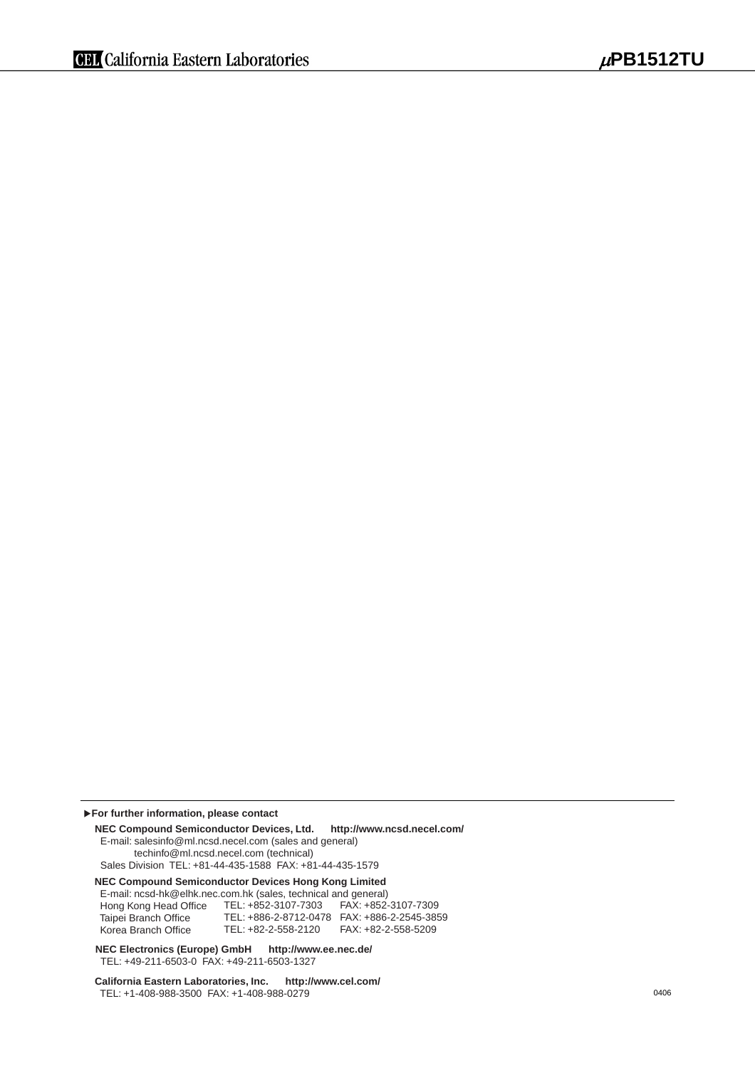▶**For further information, please contact**

**NEC Compound Semiconductor Devices, Ltd.** **http://www.ncsd.necel.com/**
E-mail: salesinfo@ml.ncsd.necel.com (sales and general)
techinfo@ml.ncsd.necel.com (technical)
Sales Division TEL: +81-44-435-1588 FAX: +81-44-435-1579

**NEC Compound Semiconductor Devices Hong Kong Limited**
E-mail: ncsd-hk@elhk.nec.com.hk (sales, technical and general)

| | | |
|---|---|---|
| Hong Kong Head Office | TEL: +852-3107-7303 | FAX: +852-3107-7309 |
| Taipei Branch Office | TEL: +886-2-8712-0478 | FAX: +886-2-2545-3859 |
| Korea Branch Office | TEL: +82-2-558-2120 | FAX: +82-2-558-5209 |

**NEC Electronics (Europe) GmbH** **http://www.ee.nec.de/**
TEL: +49-211-6503-0 FAX: +49-211-6503-1327

**California Eastern Laboratories, Inc.** **http://www.cel.com/**
TEL: +1-408-988-3500 FAX: +1-408-988-0279

0406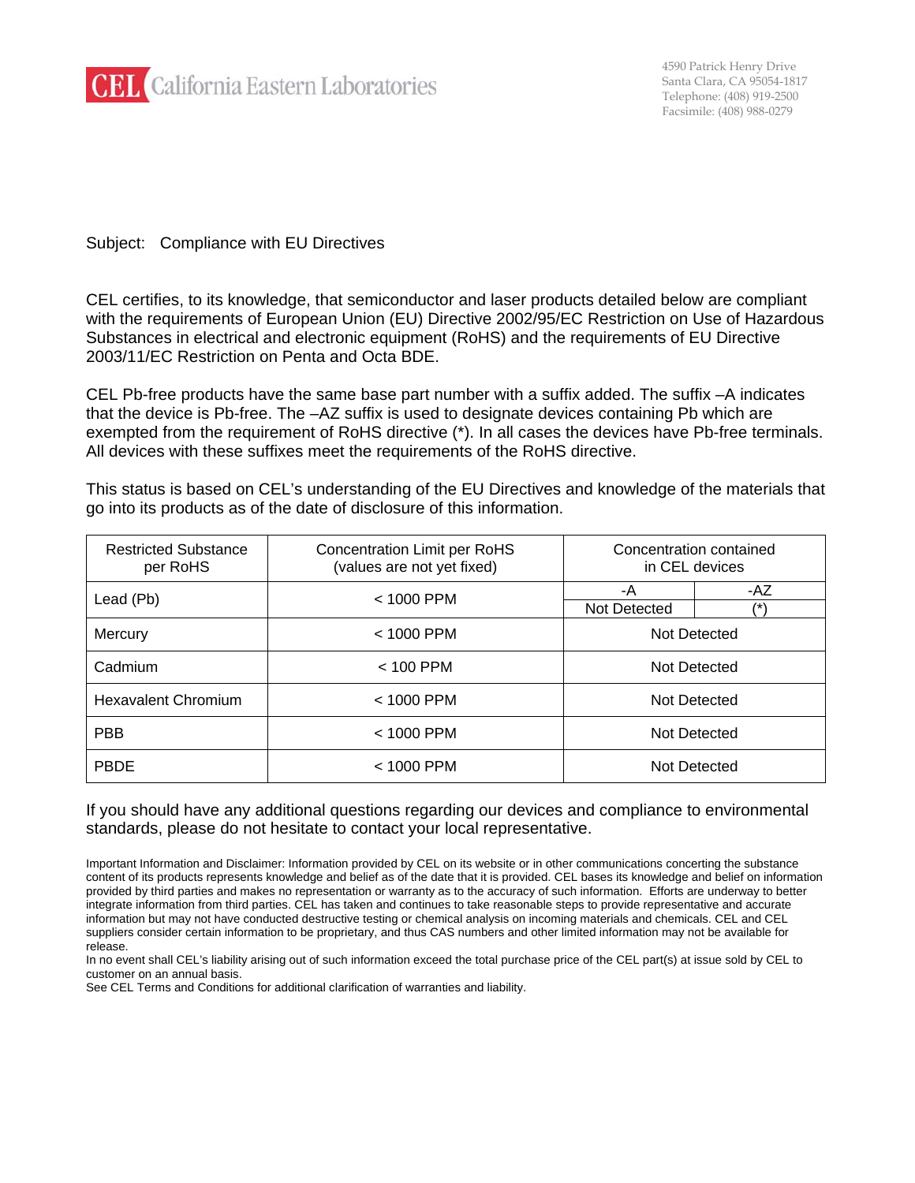CEL California Eastern Laboratories

4590 Patrick Henry Drive
Santa Clara, CA 95054-1817
Telephone: (408) 919-2500
Facsimile: (408) 988-0279

Subject: Compliance with EU Directives

CEL certifies, to its knowledge, that semiconductor and laser products detailed below are compliant with the requirements of European Union (EU) Directive 2002/95/EC Restriction on Use of Hazardous Substances in electrical and electronic equipment (RoHS) and the requirements of EU Directive 2003/11/EC Restriction on Penta and Octa BDE.

CEL Pb-free products have the same base part number with a suffix added. The suffix –A indicates that the device is Pb-free. The –AZ suffix is used to designate devices containing Pb which are exempted from the requirement of RoHS directive (*). In all cases the devices have Pb-free terminals. All devices with these suffixes meet the requirements of the RoHS directive.

This status is based on CEL's understanding of the EU Directives and knowledge of the materials that go into its products as of the date of disclosure of this information.

| Restricted Substance per RoHS | Concentration Limit per RoHS (values are not yet fixed) | Concentration contained in CEL devices | |
|---|---|---|---|
| Lead (Pb) | < 1000 PPM | -A<br>Not Detected | -AZ<br>(*) |
| Mercury | < 1000 PPM | Not Detected | |
| Cadmium | < 100 PPM | Not Detected | |
| Hexavalent Chromium | < 1000 PPM | Not Detected | |
| PBB | < 1000 PPM | Not Detected | |
| PBDE | < 1000 PPM | Not Detected | |

If you should have any additional questions regarding our devices and compliance to environmental standards, please do not hesitate to contact your local representative.

Important Information and Disclaimer: Information provided by CEL on its website or in other communications concerning the substance content of its products represents knowledge and belief as of the date that it is provided. CEL bases its knowledge and belief on information provided by third parties and makes no representation or warranty as to the accuracy of such information. Efforts are underway to better integrate information from third parties. CEL has taken and continues to take reasonable steps to provide representative and accurate information but may not have conducted destructive testing or chemical analysis on incoming materials and chemicals. CEL and CEL suppliers consider certain information to be proprietary, and thus CAS numbers and other limited information may not be available for release.
In no event shall CEL's liability arising out of such information exceed the total purchase price of the CEL part(s) at issue sold by CEL to customer on an annual basis.
See CEL Terms and Conditions for additional clarification of warranties and liability.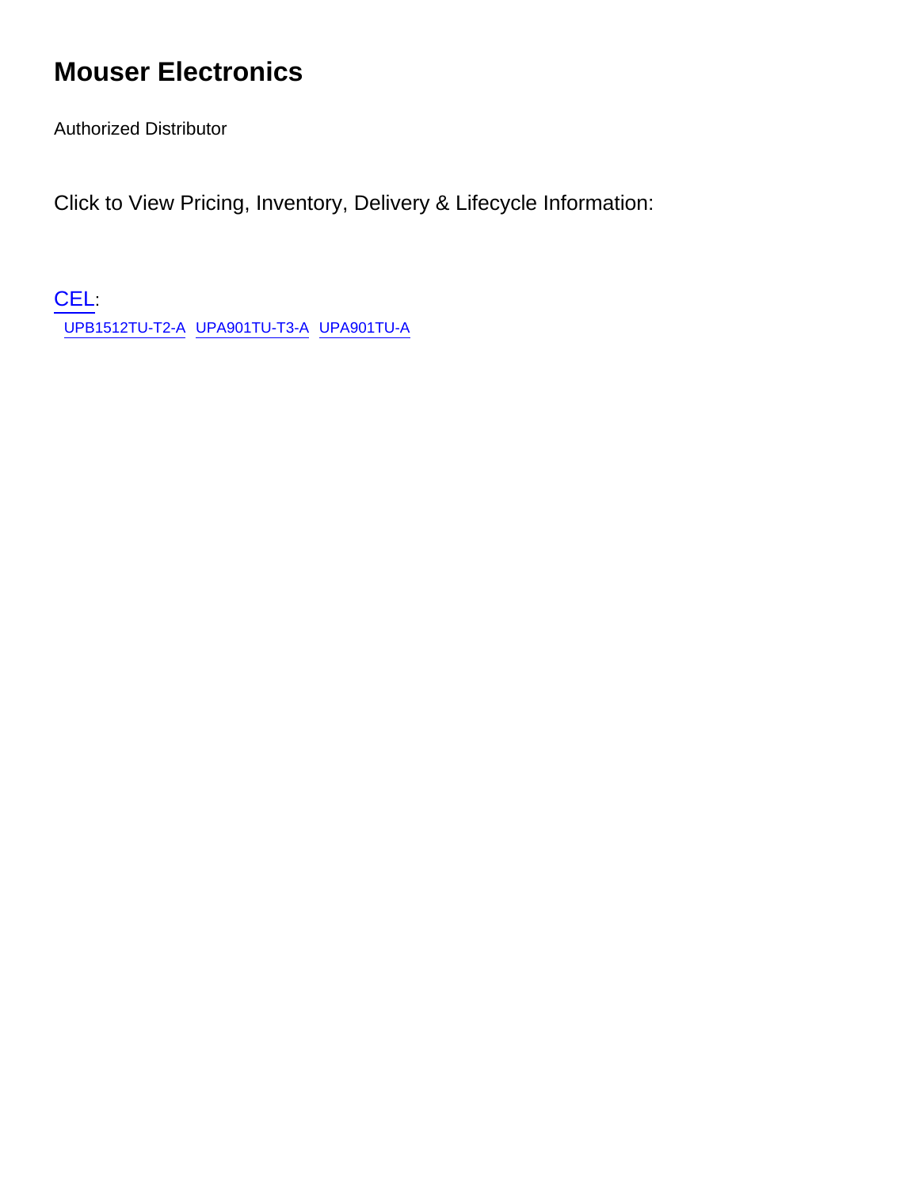# Mouser Electronics

Authorized Distributor

Click to View Pricing, Inventory, Delivery & Lifecycle Information:

CEL:

UPB1512TU-T2-A UPA901TU-T3-A UPA901TU-A